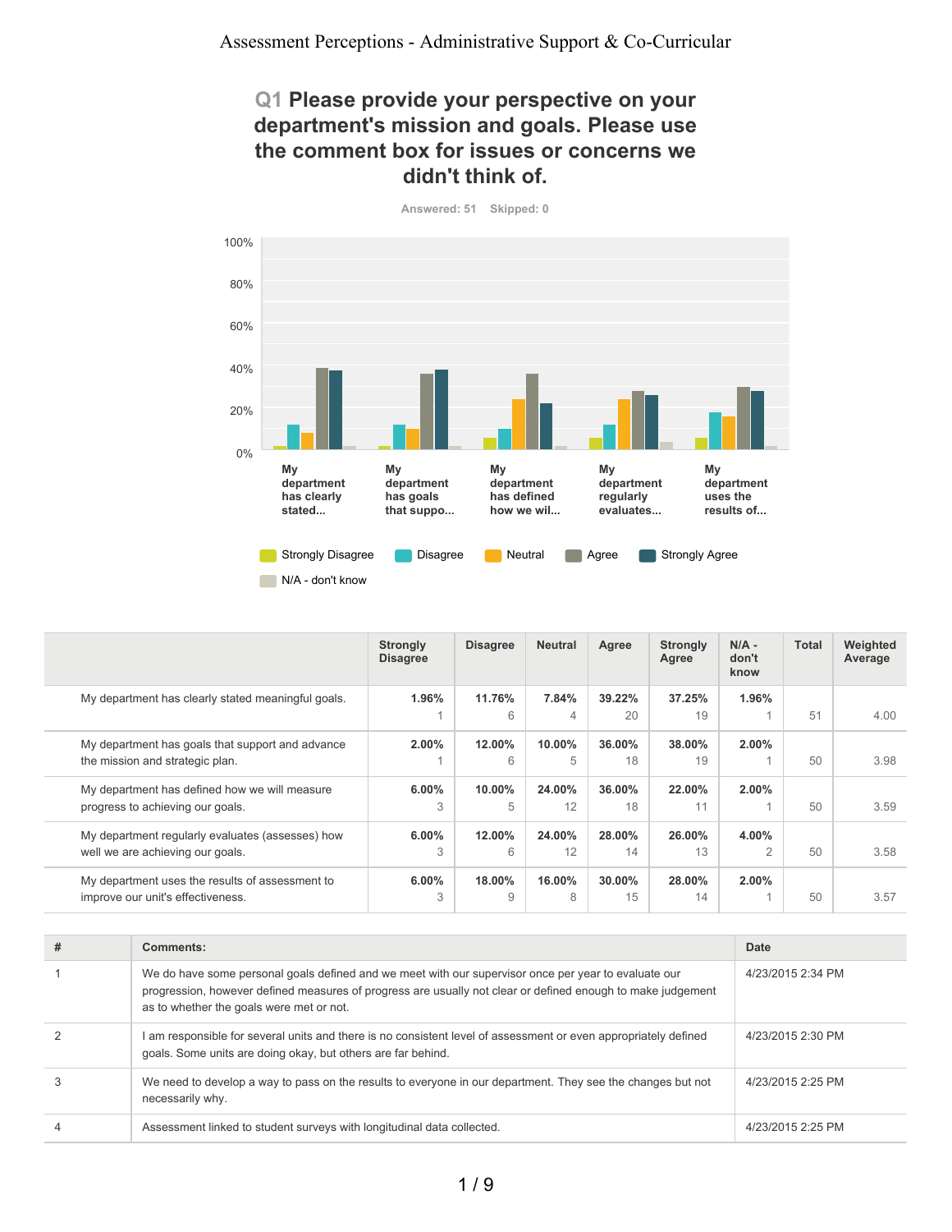# Assessment Perceptions - Administrative Support & Co-Curricular

## Q1 Please provide your perspective on your department's mission and goals. Please use the comment box for issues or concerns we didn't think of.

**Answered: 51 Skipped: 0**

| | Strongly Disagree | Disagree | Neutral | Agree | Strongly Agree | N/A - don't know | Total | Weighted Average |
|---|---|---|---|---|---|---|---|---|
| My department has clearly stated meaningful goals. | **1.96%** 1 | **11.76%** 6 | **7.84%** 4 | **39.22%** 20 | **37.25%** 19 | **1.96%** 1 | 51 | 4.00 |
| My department has goals that support and advance the mission and strategic plan. | **2.00%** 1 | **12.00%** 6 | **10.00%** 5 | **36.00%** 18 | **38.00%** 19 | **2.00%** 1 | 50 | 3.98 |
| My department has defined how we will measure progress to achieving our goals. | **6.00%** 3 | **10.00%** 5 | **24.00%** 12 | **36.00%** 18 | **22.00%** 11 | **2.00%** 1 | 50 | 3.59 |
| My department regularly evaluates (assesses) how well we are achieving our goals. | **6.00%** 3 | **12.00%** 6 | **24.00%** 12 | **28.00%** 14 | **26.00%** 13 | **4.00%** 2 | 50 | 3.58 |
| My department uses the results of assessment to improve our unit's effectiveness. | **6.00%** 3 | **18.00%** 9 | **16.00%** 8 | **30.00%** 15 | **28.00%** 14 | **2.00%** 1 | 50 | 3.57 |

| # | Comments: | Date |
|---|---|---|
| 1 | We do have some personal goals defined and we meet with our supervisor once per year to evaluate our progression, however defined measures of progress are usually not clear or defined enough to make judgement as to whether the goals were met or not. | 4/23/2015 2:34 PM |
| 2 | I am responsible for several units and there is no consistent level of assessment or even appropriately defined goals. Some units are doing okay, but others are far behind. | 4/23/2015 2:30 PM |
| 3 | We need to develop a way to pass on the results to everyone in our department. They see the changes but not necessarily why. | 4/23/2015 2:25 PM |
| 4 | Assessment linked to student surveys with longitudinal data collected. | 4/23/2015 2:25 PM |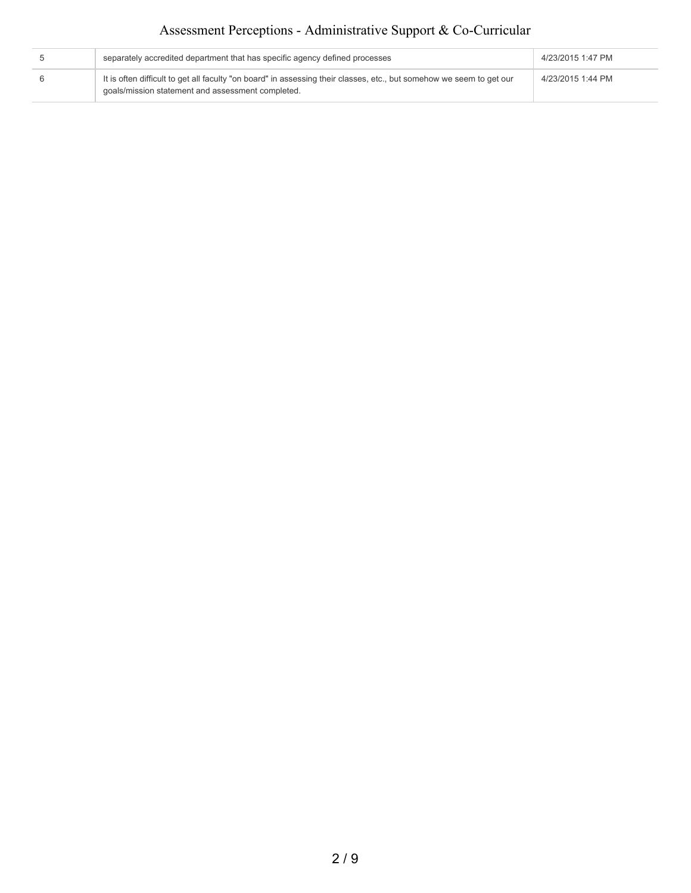| | | |
|---|---|---|
| 5 | separately accredited department that has specific agency defined processes | 4/23/2015 1:47 PM |
| 6 | It is often difficult to get all faculty "on board" in assessing their classes, etc., but somehow we seem to get our goals/mission statement and assessment completed. | 4/23/2015 1:44 PM |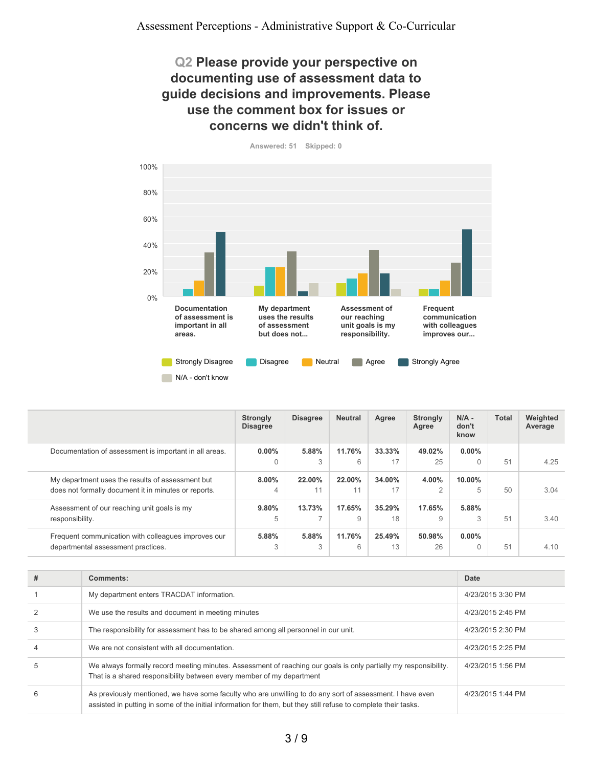## Q2 Please provide your perspective on documenting use of assessment data to guide decisions and improvements. Please use the comment box for issues or concerns we didn't think of.

Answered: 51 Skipped: 0

|  | Strongly Disagree | Disagree | Neutral | Agree | Strongly Agree | N/A - don't know | Total | Weighted Average |
|---|---|---|---|---|---|---|---|---|
| Documentation of assessment is important in all areas. | 0.00%<br>0 | 5.88%<br>3 | 11.76%<br>6 | 33.33%<br>17 | 49.02%<br>25 | 0.00%<br>0 | 51 | 4.25 |
| My department uses the results of assessment but does not formally document it in minutes or reports. | 8.00%<br>4 | 22.00%<br>11 | 22.00%<br>11 | 34.00%<br>17 | 4.00%<br>2 | 10.00%<br>5 | 50 | 3.04 |
| Assessment of our reaching unit goals is my responsibility. | 9.80%<br>5 | 13.73%<br>7 | 17.65%<br>9 | 35.29%<br>18 | 17.65%<br>9 | 5.88%<br>3 | 51 | 3.40 |
| Frequent communication with colleagues improves our departmental assessment practices. | 5.88%<br>3 | 5.88%<br>3 | 11.76%<br>6 | 25.49%<br>13 | 50.98%<br>26 | 0.00%<br>0 | 51 | 4.10 |

| # | Comments: | Date |
|---|---|---|
| 1 | My department enters TRACDAT information. | 4/23/2015 3:30 PM |
| 2 | We use the results and document in meeting minutes | 4/23/2015 2:45 PM |
| 3 | The responsibility for assessment has to be shared among all personnel in our unit. | 4/23/2015 2:30 PM |
| 4 | We are not consistent with all documentation. | 4/23/2015 2:25 PM |
| 5 | We always formally record meeting minutes. Assessment of reaching our goals is only partially my responsibility. That is a shared responsibility between every member of my department | 4/23/2015 1:56 PM |
| 6 | As previously mentioned, we have some faculty who are unwilling to do any sort of assessment. I have even assisted in putting in some of the initial information for them, but they still refuse to complete their tasks. | 4/23/2015 1:44 PM |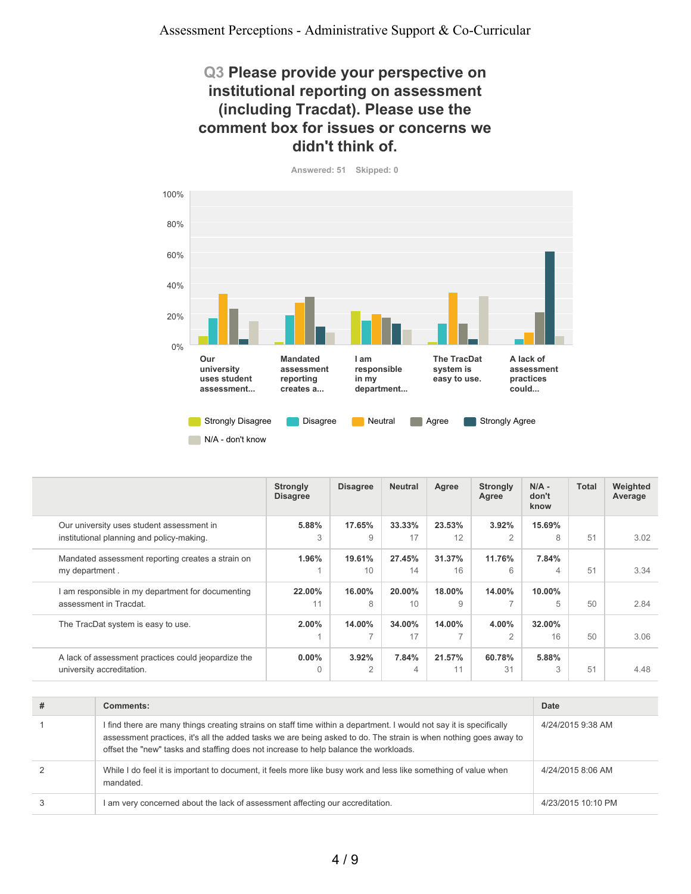## Q3 Please provide your perspective on institutional reporting on assessment (including Tracdat). Please use the comment box for issues or concerns we didn't think of.

Answered: 51 Skipped: 0

| | Strongly Disagree | Disagree | Neutral | Agree | Strongly Agree | N/A - don't know | Total | Weighted Average |
|---|---|---|---|---|---|---|---|---|
| Our university uses student assessment in institutional planning and policy-making. | 5.88% 3 | 17.65% 9 | 33.33% 17 | 23.53% 12 | 3.92% 2 | 15.69% 8 | 51 | 3.02 |
| Mandated assessment reporting creates a strain on my department . | 1.96% 1 | 19.61% 10 | 27.45% 14 | 31.37% 16 | 11.76% 6 | 7.84% 4 | 51 | 3.34 |
| I am responsible in my department for documenting assessment in Tracdat. | 22.00% 11 | 16.00% 8 | 20.00% 10 | 18.00% 9 | 14.00% 7 | 10.00% 5 | 50 | 2.84 |
| The TracDat system is easy to use. | 2.00% 1 | 14.00% 7 | 34.00% 17 | 14.00% 7 | 4.00% 2 | 32.00% 16 | 50 | 3.06 |
| A lack of assessment practices could jeopardize the university accreditation. | 0.00% 0 | 3.92% 2 | 7.84% 4 | 21.57% 11 | 60.78% 31 | 5.88% 3 | 51 | 4.48 |

| # | Comments: | Date |
|---|---|---|
| 1 | I find there are many things creating strains on staff time within a department. I would not say it is specifically assessment practices, it's all the added tasks we are being asked to do. The strain is when nothing goes away to offset the "new" tasks and staffing does not increase to help balance the workloads. | 4/24/2015 9:38 AM |
| 2 | While I do feel it is important to document, it feels more like busy work and less like something of value when mandated. | 4/24/2015 8:06 AM |
| 3 | I am very concerned about the lack of assessment affecting our accreditation. | 4/23/2015 10:10 PM |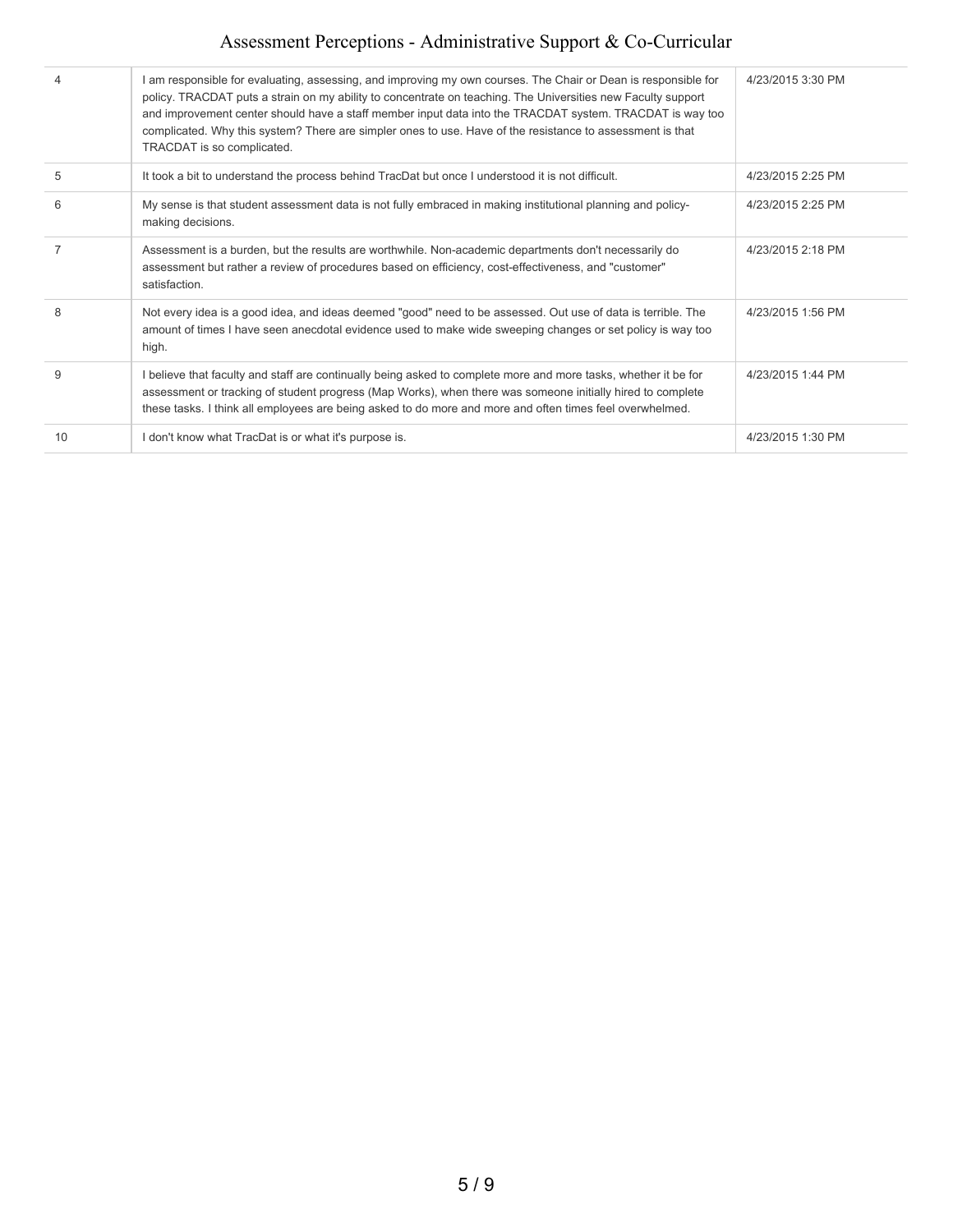| | | |
|---|---|---|
| 4 | I am responsible for evaluating, assessing, and improving my own courses. The Chair or Dean is responsible for policy. TRACDAT puts a strain on my ability to concentrate on teaching. The Universities new Faculty support and improvement center should have a staff member input data into the TRACDAT system. TRACDAT is way too complicated. Why this system? There are simpler ones to use. Have of the resistance to assessment is that TRACDAT is so complicated. | 4/23/2015 3:30 PM |
| 5 | It took a bit to understand the process behind TracDat but once I understood it is not difficult. | 4/23/2015 2:25 PM |
| 6 | My sense is that student assessment data is not fully embraced in making institutional planning and policy-making decisions. | 4/23/2015 2:25 PM |
| 7 | Assessment is a burden, but the results are worthwhile. Non-academic departments don't necessarily do assessment but rather a review of procedures based on efficiency, cost-effectiveness, and "customer" satisfaction. | 4/23/2015 2:18 PM |
| 8 | Not every idea is a good idea, and ideas deemed "good" need to be assessed. Out use of data is terrible. The amount of times I have seen anecdotal evidence used to make wide sweeping changes or set policy is way too high. | 4/23/2015 1:56 PM |
| 9 | I believe that faculty and staff are continually being asked to complete more and more tasks, whether it be for assessment or tracking of student progress (Map Works), when there was someone initially hired to complete these tasks. I think all employees are being asked to do more and more and often times feel overwhelmed. | 4/23/2015 1:44 PM |
| 10 | I don't know what TracDat is or what it's purpose is. | 4/23/2015 1:30 PM |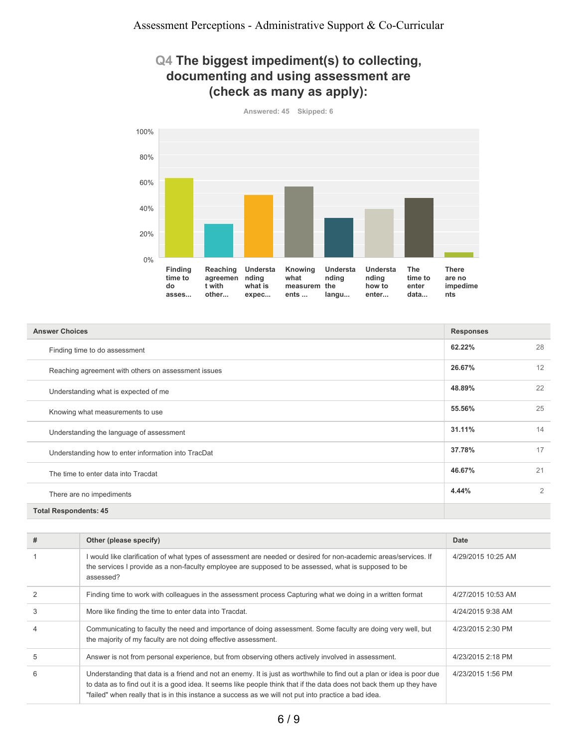## Q4 The biggest impediment(s) to collecting, documenting and using assessment are (check as many as apply):

Answered: 45 Skipped: 6

| Answer Choices | Responses | |
|---|---|---|
| Finding time to do assessment | 62.22% | 28 |
| Reaching agreement with others on assessment issues | 26.67% | 12 |
| Understanding what is expected of me | 48.89% | 22 |
| Knowing what measurements to use | 55.56% | 25 |
| Understanding the language of assessment | 31.11% | 14 |
| Understanding how to enter information into TracDat | 37.78% | 17 |
| The time to enter data into Tracdat | 46.67% | 21 |
| There are no impediments | 4.44% | 2 |
| **Total Respondents: 45** | | |

| # | Other (please specify) | Date |
|---|---|---|
| 1 | I would like clarification of what types of assessment are needed or desired for non-academic areas/services. If the services I provide as a non-faculty employee are supposed to be assessed, what is supposed to be assessed? | 4/29/2015 10:25 AM |
| 2 | Finding time to work with colleagues in the assessment process Capturing what we doing in a written format | 4/27/2015 10:53 AM |
| 3 | More like finding the time to enter data into Tracdat. | 4/24/2015 9:38 AM |
| 4 | Communicating to faculty the need and importance of doing assessment. Some faculty are doing very well, but the majority of my faculty are not doing effective assessment. | 4/23/2015 2:30 PM |
| 5 | Answer is not from personal experience, but from observing others actively involved in assessment. | 4/23/2015 2:18 PM |
| 6 | Understanding that data is a friend and not an enemy. It is just as worthwhile to find out a plan or idea is poor due to data as to find out it is a good idea. It seems like people think that if the data does not back them up they have "failed" when really that is in this instance a success as we will not put into practice a bad idea. | 4/23/2015 1:56 PM |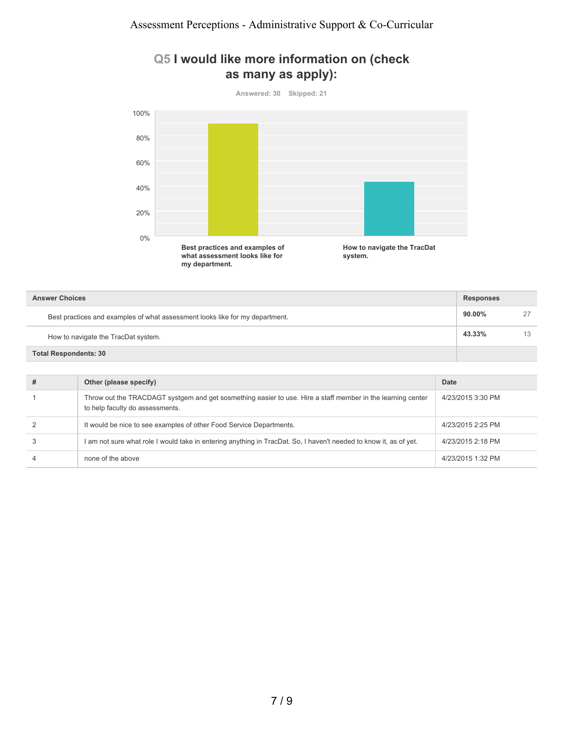## Q5 I would like more information on (check as many as apply):

Answered: 30 Skipped: 21

| Answer Choices | Responses | |
|---|---|---|
| Best practices and examples of what assessment looks like for my department. | 90.00% | 27 |
| How to navigate the TracDat system. | 43.33% | 13 |
| **Total Respondents: 30** | | |

| # | Other (please specify) | Date |
|---|---|---|
| 1 | Throw out the TRACDAGT systgem and get sosmething easier to use. Hire a staff member in the learning center to help faculty do assessments. | 4/23/2015 3:30 PM |
| 2 | It would be nice to see examples of other Food Service Departments. | 4/23/2015 2:25 PM |
| 3 | I am not sure what role I would take in entering anything in TracDat. So, I haven't needed to know it, as of yet. | 4/23/2015 2:18 PM |
| 4 | none of the above | 4/23/2015 1:32 PM |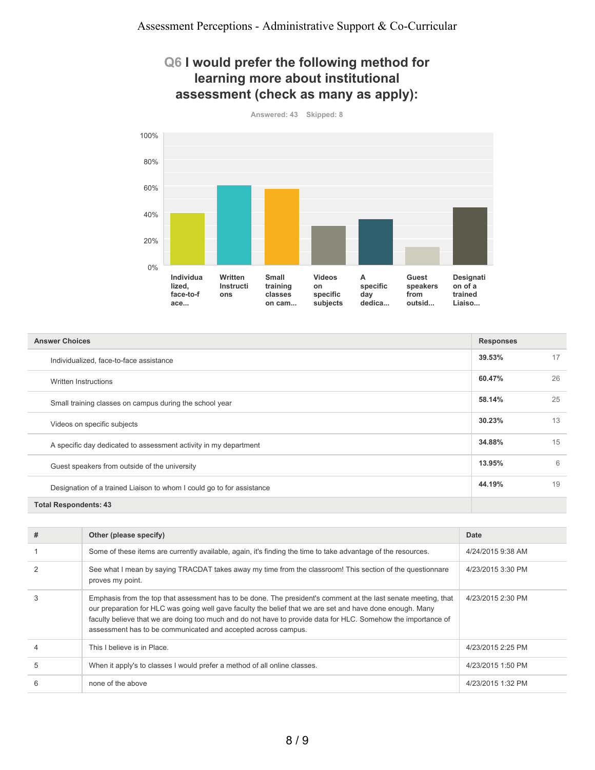## Q6 I would prefer the following method for learning more about institutional assessment (check as many as apply):

Answered: 43 Skipped: 8

| Answer Choices | Responses | |
|---|---|---|
| Individualized, face-to-face assistance | 39.53% | 17 |
| Written Instructions | 60.47% | 26 |
| Small training classes on campus during the school year | 58.14% | 25 |
| Videos on specific subjects | 30.23% | 13 |
| A specific day dedicated to assessment activity in my department | 34.88% | 15 |
| Guest speakers from outside of the university | 13.95% | 6 |
| Designation of a trained Liaison to whom I could go to for assistance | 44.19% | 19 |
| **Total Respondents: 43** | | |

| # | Other (please specify) | Date |
|---|---|---|
| 1 | Some of these items are currently available, again, it's finding the time to take advantage of the resources. | 4/24/2015 9:38 AM |
| 2 | See what I mean by saying TRACDAT takes away my time from the classroom! This section of the questionnare proves my point. | 4/23/2015 3:30 PM |
| 3 | Emphasis from the top that assessment has to be done. The president's comment at the last senate meeting, that our preparation for HLC was going well gave faculty the belief that we are set and have done enough. Many faculty believe that we are doing too much and do not have to provide data for HLC. Somehow the importance of assessment has to be communicated and accepted across campus. | 4/23/2015 2:30 PM |
| 4 | This I believe is in Place. | 4/23/2015 2:25 PM |
| 5 | When it apply's to classes I would prefer a method of all online classes. | 4/23/2015 1:50 PM |
| 6 | none of the above | 4/23/2015 1:32 PM |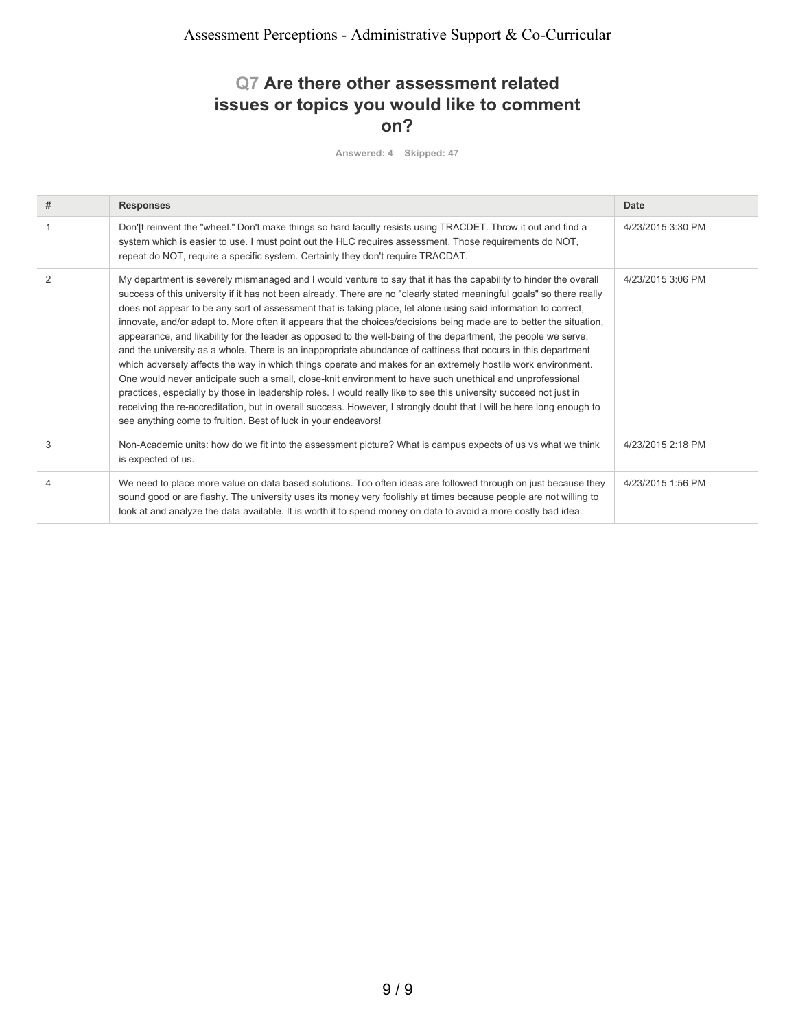# Q7 Are there other assessment related issues or topics you would like to comment on?

Answered: 4 Skipped: 47

| # | Responses | Date |
|---|---|---|
| 1 | Don'[t reinvent the "wheel." Don't make things so hard faculty resists using TRACDET. Throw it out and find a system which is easier to use. I must point out the HLC requires assessment. Those requirements do NOT, repeat do NOT, require a specific system. Certainly they don't require TRACDAT. | 4/23/2015 3:30 PM |
| 2 | My department is severely mismanaged and I would venture to say that it has the capability to hinder the overall success of this university if it has not been already. There are no "clearly stated meaningful goals" so there really does not appear to be any sort of assessment that is taking place, let alone using said information to correct, innovate, and/or adapt to. More often it appears that the choices/decisions being made are to better the situation, appearance, and likability for the leader as opposed to the well-being of the department, the people we serve, and the university as a whole. There is an inappropriate abundance of cattiness that occurs in this department which adversely affects the way in which things operate and makes for an extremely hostile work environment. One would never anticipate such a small, close-knit environment to have such unethical and unprofessional practices, especially by those in leadership roles. I would really like to see this university succeed not just in receiving the re-accreditation, but in overall success. However, I strongly doubt that I will be here long enough to see anything come to fruition. Best of luck in your endeavors! | 4/23/2015 3:06 PM |
| 3 | Non-Academic units: how do we fit into the assessment picture? What is campus expects of us vs what we think is expected of us. | 4/23/2015 2:18 PM |
| 4 | We need to place more value on data based solutions. Too often ideas are followed through on just because they sound good or are flashy. The university uses its money very foolishly at times because people are not willing to look at and analyze the data available. It is worth it to spend money on data to avoid a more costly bad idea. | 4/23/2015 1:56 PM |